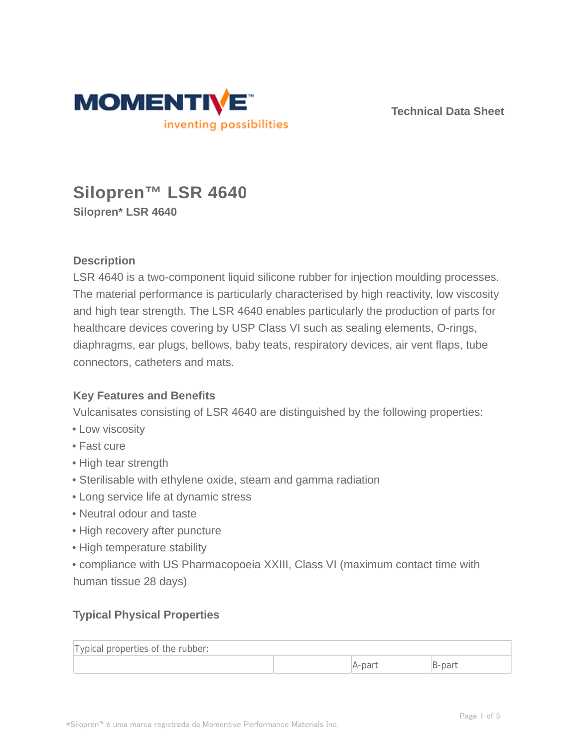Technical Data Sheet

# Silopren™ LSR 4640

**Silopren* LSR 4640**

## Description

LSR 4640 is a two-component liquid silicone rubber for injection moulding processes. The material performance is particularly characterised by high reactivity, low viscosity and high tear strength. The LSR 4640 enables particularly the production of parts for healthcare devices covering by USP Class VI such as sealing elements, O-rings, diaphragms, ear plugs, bellows, baby teats, respiratory devices, air vent flaps, tube connectors, catheters and mats.

## Key Features and Benefits

Vulcanisates consisting of LSR 4640 are distinguished by the following properties:

- Low viscosity
- Fast cure
- High tear strength
- Sterilisable with ethylene oxide, steam and gamma radiation
- Long service life at dynamic stress
- Neutral odour and taste
- High recovery after puncture
- High temperature stability
- compliance with US Pharmacopoeia XXIII, Class VI (maximum contact time with human tissue 28 days)

## Typical Physical Properties

| Typical properties of the rubber: | | | |
|---|---|---|---|
| | | A-part | B-part |

*Silopren™ é uma marca registrada da Momentive Performance Materials Inc.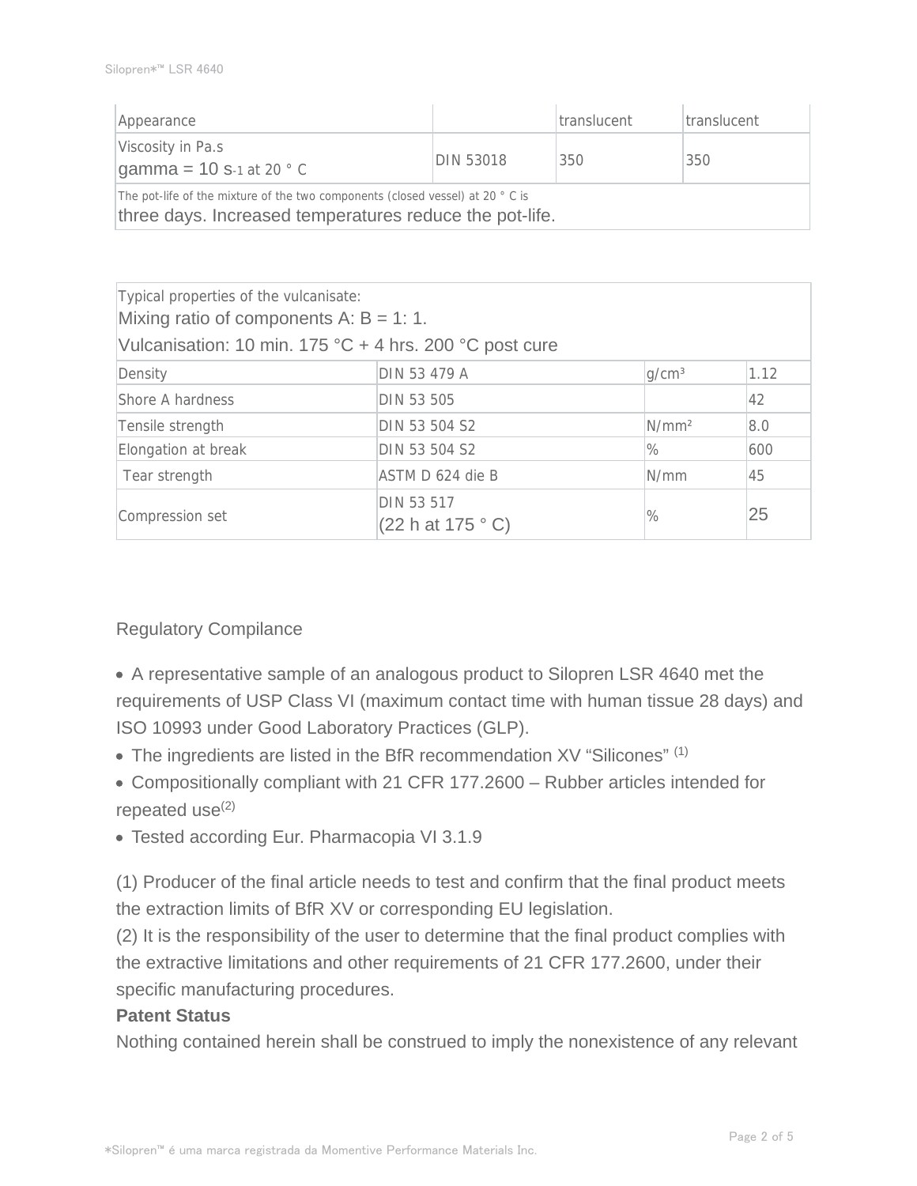| Appearance | | translucent | translucent |
|---|---|---|---|
| Viscosity in Pa.s<br>gamma = 10 $s^{-1}$ at 20 ° C | DIN 53018 | 350 | 350 |
| The pot-life of the mixture of the two components (closed vessel) at 20 ° C is three days. Increased temperatures reduce the pot-life. | | | |

| Typical properties of the vulcanisate:<br>Mixing ratio of components A: B = 1: 1.<br>Vulcanisation: 10 min. 175 °C + 4 hrs. 200 °C post cure | | | |
|---|---|---|---|
| Density | DIN 53 479 A | $g/cm^3$ | 1.12 |
| Shore A hardness | DIN 53 505 | | 42 |
| Tensile strength | DIN 53 504 S2 | $N/mm^2$ | 8.0 |
| Elongation at break | DIN 53 504 S2 | % | 600 |
| Tear strength | ASTM D 624 die B | N/mm | 45 |
| Compression set | DIN 53 517<br>(22 h at 175 ° C) | % | 25 |

Regulatory Compilance

- A representative sample of an analogous product to Silopren LSR 4640 met the requirements of USP Class VI (maximum contact time with human tissue 28 days) and ISO 10993 under Good Laboratory Practices (GLP).
- The ingredients are listed in the BfR recommendation XV "Silicones" (1)
- Compositionally compliant with 21 CFR 177.2600 – Rubber articles intended for repeated use(2)
- Tested according Eur. Pharmacopia VI 3.1.9

(1) Producer of the final article needs to test and confirm that the final product meets the extraction limits of BfR XV or corresponding EU legislation.
(2) It is the responsibility of the user to determine that the final product complies with the extractive limitations and other requirements of 21 CFR 177.2600, under their specific manufacturing procedures.

**Patent Status**

Nothing contained herein shall be construed to imply the nonexistence of any relevant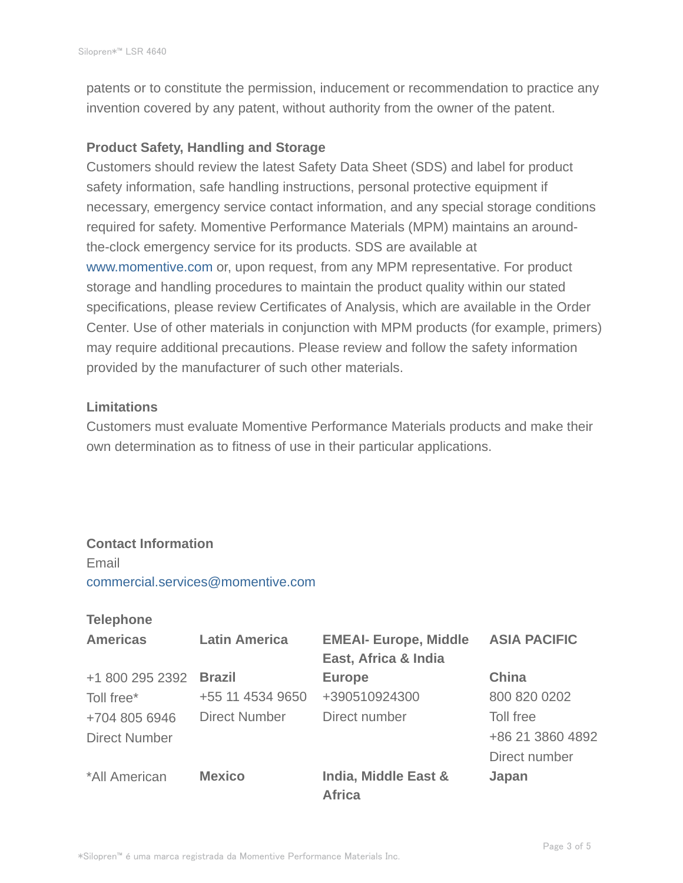patents or to constitute the permission, inducement or recommendation to practice any invention covered by any patent, without authority from the owner of the patent.

### Product Safety, Handling and Storage

Customers should review the latest Safety Data Sheet (SDS) and label for product safety information, safe handling instructions, personal protective equipment if necessary, emergency service contact information, and any special storage conditions required for safety. Momentive Performance Materials (MPM) maintains an around-the-clock emergency service for its products. SDS are available at www.momentive.com or, upon request, from any MPM representative. For product storage and handling procedures to maintain the product quality within our stated specifications, please review Certificates of Analysis, which are available in the Order Center. Use of other materials in conjunction with MPM products (for example, primers) may require additional precautions. Please review and follow the safety information provided by the manufacturer of such other materials.

### Limitations

Customers must evaluate Momentive Performance Materials products and make their own determination as to fitness of use in their particular applications.

### Contact Information

Email
commercial.services@momentive.com

**Telephone**

| **Americas** | **Latin America** | **EMEAI- Europe, Middle East, Africa & India** | **ASIA PACIFIC** |
|---|---|---|---|
| +1 800 295 2392<br>Toll free*<br>+704 805 6946<br>Direct Number | **Brazil**<br>+55 11 4534 9650<br>Direct Number | **Europe**<br>+390510924300<br>Direct number | **China**<br>800 820 0202<br>Toll free<br>+86 21 3860 4892<br>Direct number |
| *All American | **Mexico** | **India, Middle East & Africa** | **Japan** |

*Silopren™ é uma marca registrada da Momentive Performance Materials Inc.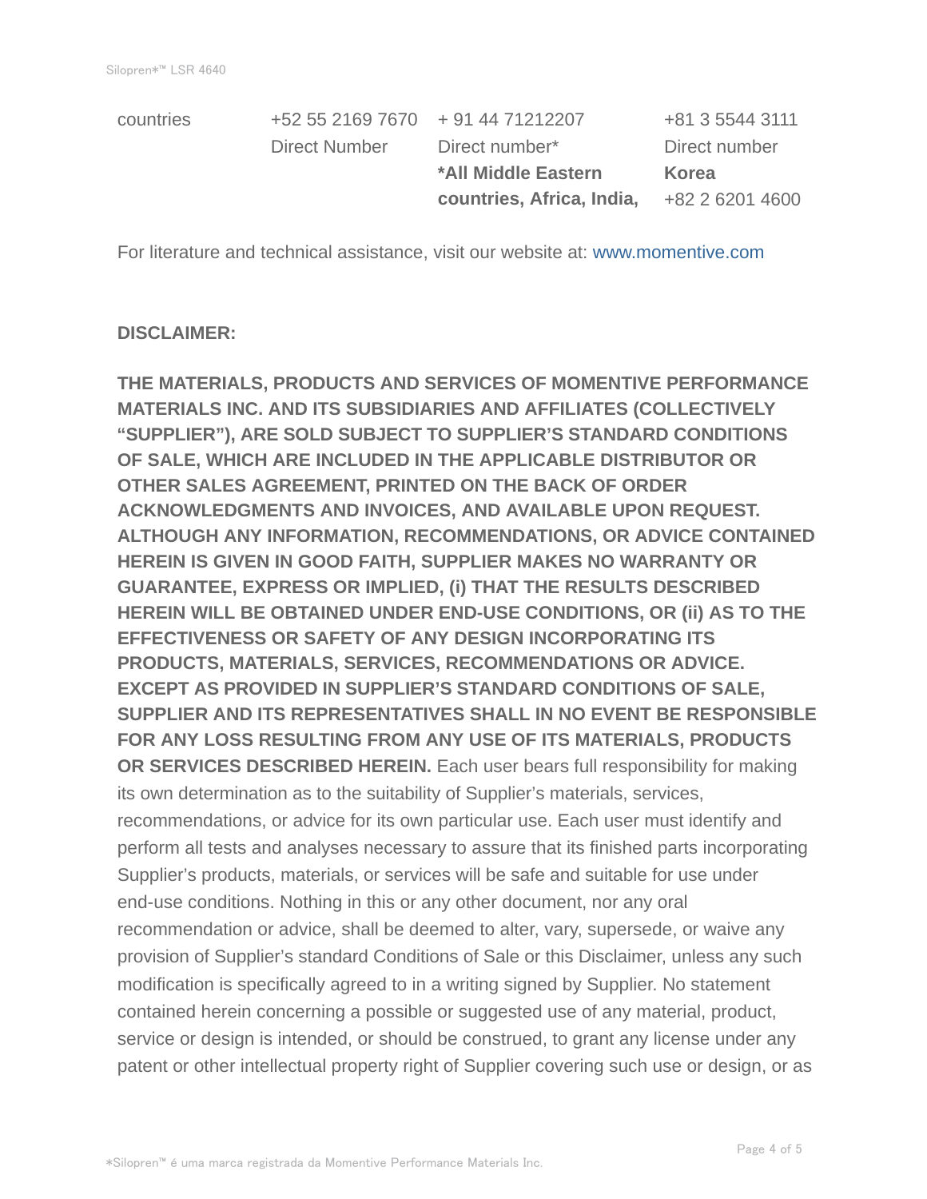| countries | +52 55 2169 7670 | + 91 44 71212207 | +81 3 5544 3111 |
| --- | --- | --- | --- |
| | Direct Number | Direct number* | Direct number |
| | | **\*All Middle Eastern countries, Africa, India,** | **Korea** +82 2 6201 4600 |

For literature and technical assistance, visit our website at: www.momentive.com

**DISCLAIMER:**

**THE MATERIALS, PRODUCTS AND SERVICES OF MOMENTIVE PERFORMANCE MATERIALS INC. AND ITS SUBSIDIARIES AND AFFILIATES (COLLECTIVELY "SUPPLIER"), ARE SOLD SUBJECT TO SUPPLIER'S STANDARD CONDITIONS OF SALE, WHICH ARE INCLUDED IN THE APPLICABLE DISTRIBUTOR OR OTHER SALES AGREEMENT, PRINTED ON THE BACK OF ORDER ACKNOWLEDGMENTS AND INVOICES, AND AVAILABLE UPON REQUEST. ALTHOUGH ANY INFORMATION, RECOMMENDATIONS, OR ADVICE CONTAINED HEREIN IS GIVEN IN GOOD FAITH, SUPPLIER MAKES NO WARRANTY OR GUARANTEE, EXPRESS OR IMPLIED, (i) THAT THE RESULTS DESCRIBED HEREIN WILL BE OBTAINED UNDER END-USE CONDITIONS, OR (ii) AS TO THE EFFECTIVENESS OR SAFETY OF ANY DESIGN INCORPORATING ITS PRODUCTS, MATERIALS, SERVICES, RECOMMENDATIONS OR ADVICE. EXCEPT AS PROVIDED IN SUPPLIER'S STANDARD CONDITIONS OF SALE, SUPPLIER AND ITS REPRESENTATIVES SHALL IN NO EVENT BE RESPONSIBLE FOR ANY LOSS RESULTING FROM ANY USE OF ITS MATERIALS, PRODUCTS OR SERVICES DESCRIBED HEREIN.** Each user bears full responsibility for making its own determination as to the suitability of Supplier's materials, services, recommendations, or advice for its own particular use. Each user must identify and perform all tests and analyses necessary to assure that its finished parts incorporating Supplier's products, materials, or services will be safe and suitable for use under end-use conditions. Nothing in this or any other document, nor any oral recommendation or advice, shall be deemed to alter, vary, supersede, or waive any provision of Supplier's standard Conditions of Sale or this Disclaimer, unless any such modification is specifically agreed to in a writing signed by Supplier. No statement contained herein concerning a possible or suggested use of any material, product, service or design is intended, or should be construed, to grant any license under any patent or other intellectual property right of Supplier covering such use or design, or as

*Silopren™ é uma marca registrada da Momentive Performance Materials Inc.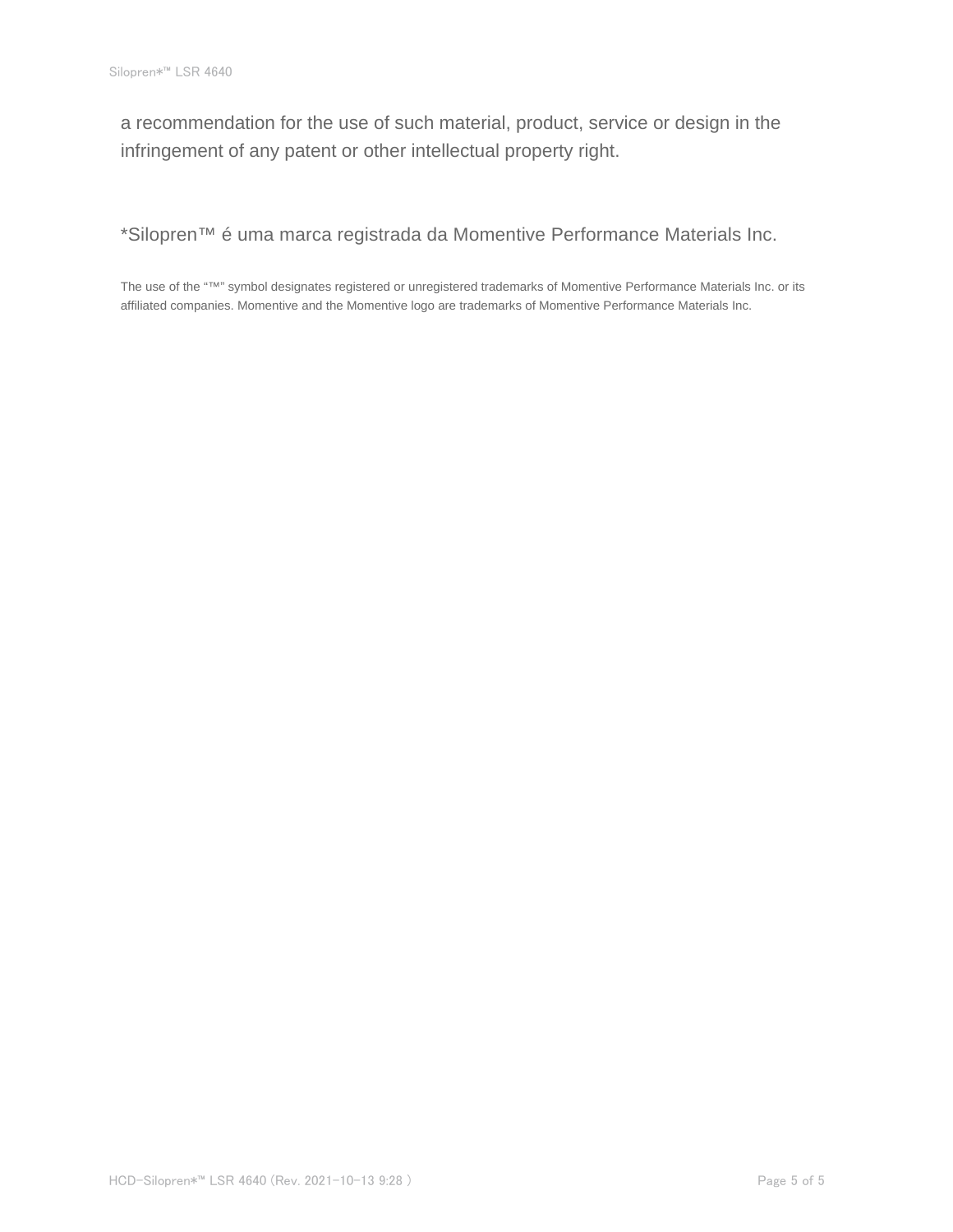a recommendation for the use of such material, product, service or design in the infringement of any patent or other intellectual property right.

*Silopren™ é uma marca registrada da Momentive Performance Materials Inc.

The use of the "™" symbol designates registered or unregistered trademarks of Momentive Performance Materials Inc. or its affiliated companies. Momentive and the Momentive logo are trademarks of Momentive Performance Materials Inc.